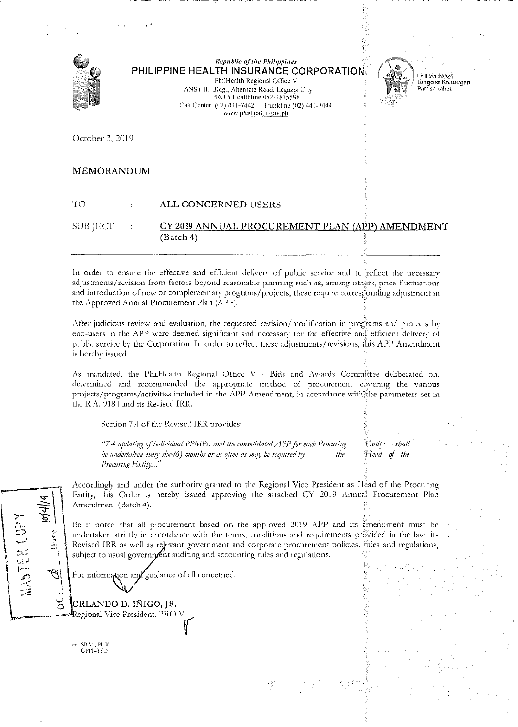Republic of the Philippines
**PHILIPPINE HEALTH INSURANCE CORPORATION**
PhilHealth Regional Office V
ANST III Bldg., Alternate Road, Legazpi City
PRO 5 Healthline 052-4815596
Call Center (02) 441-7442 Trunkline (02) 441-7444
www.philhealth.gov.ph

PhilHealth@24: Tungo sa Kalusugan Para sa Lahat

October 3, 2019

**MEMORANDUM**

TO : **ALL CONCERNED USERS**

SUBJECT : **CY 2019 ANNUAL PROCUREMENT PLAN (APP) AMENDMENT (Batch 4)**

---

In order to ensure the effective and efficient delivery of public service and to reflect the necessary adjustments/revision from factors beyond reasonable planning such as, among others, price fluctuations and introduction of new or complementary programs/projects, these require corresponding adjustment in the Approved Annual Procurement Plan (APP).

After judicious review and evaluation, the requested revision/modification in programs and projects by end-users in the APP were deemed significant and necessary for the effective and efficient delivery of public service by the Corporation. In order to reflect these adjustments/revisions, this APP Amendment is hereby issued.

As mandated, the PhilHealth Regional Office V - Bids and Awards Committee deliberated on, determined and recommended the appropriate method of procurement covering the various projects/programs/activities included in the APP Amendment, in accordance with the parameters set in the R.A. 9184 and its Revised IRR.

Section 7.4 of the Revised IRR provides:

> *"7.4 updating of individual PPMPs, and the consolidated APP for each Procuring Entity shall be undertaken every six-(6) months or as often as may be required by the Head of the Procuring Entity..."*

Accordingly and under the authority granted to the Regional Vice President as Head of the Procuring Entity, this Order is hereby issued approving the attached CY 2019 Annual Procurement Plan Amendment (Batch 4).

Be it noted that all procurement based on the approved 2019 APP and its amendment must be undertaken strictly in accordance with the terms, conditions and requirements provided in the law, its Revised IRR as well as relevant government and corporate procurement policies, rules and regulations, subject to usual government auditing and accounting rules and regulations.

For information and guidance of all concerned.

**ORLANDO D. IÑIGO, JR.**
Regional Vice President, PRO V

MASTER COPY
DC: \_\_\_ Date: 10/4/19

cc: SBAC, PHIC
GPPB-TSO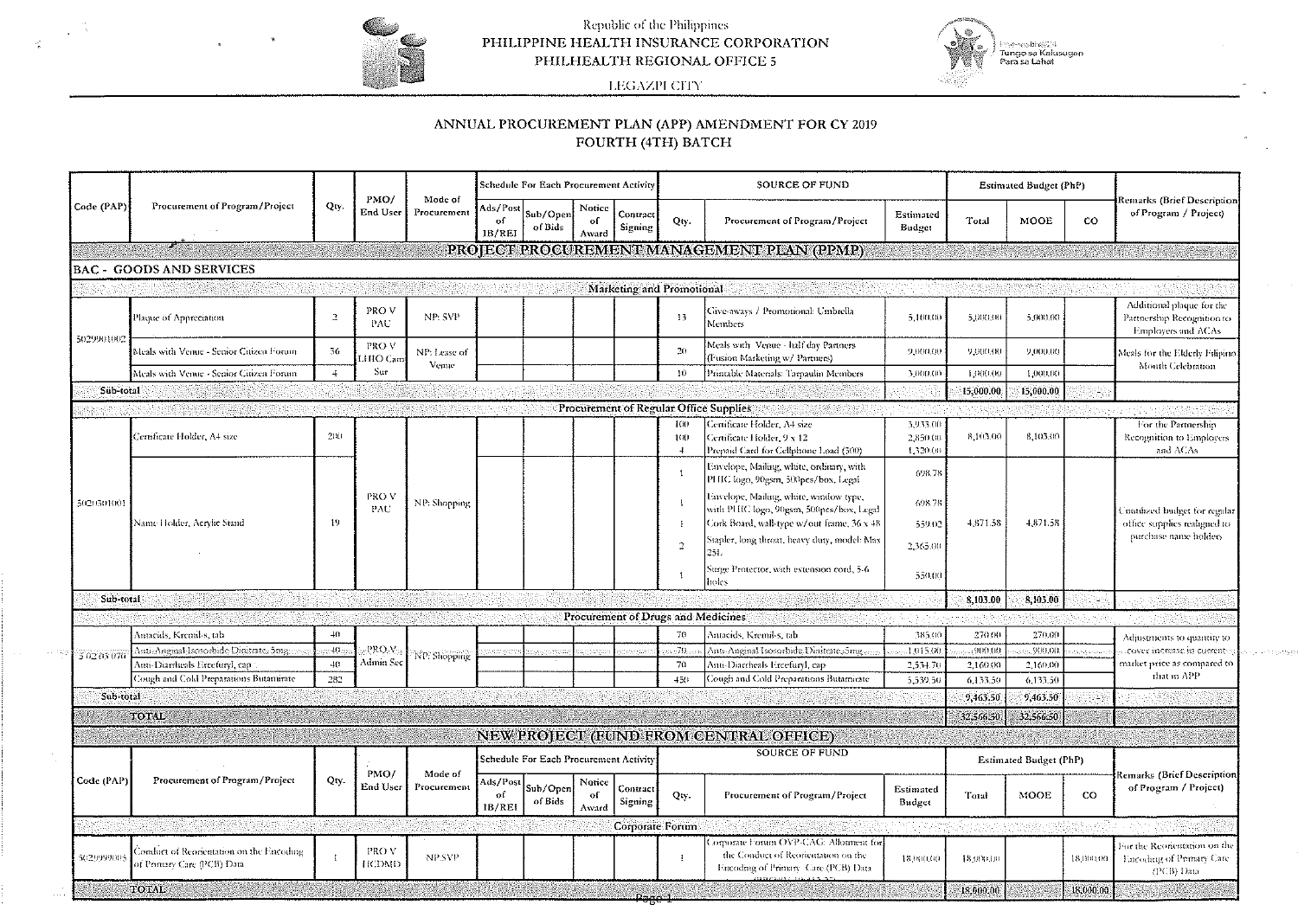Republic of the Philippines
PHILIPPINE HEALTH INSURANCE CORPORATION
PHILHEALTH REGIONAL OFFICE 5
LEGAZPI CITY

# ANNUAL PROCUREMENT PLAN (APP) AMENDMENT FOR CY 2019
## FOURTH (4TH) BATCH

| Code (PAP) | Procurement of Program/Project | Qty. | PMO/ End User | Mode of Procurement | Schedule For Each Procurement Activity | | | | SOURCE OF FUND | | | Estimated Budget (PhP) | | | Remarks (Brief Description of Program / Project) |
|---|---|---|---|---|---|---|---|---|---|---|---|---|---|---|---|
| | | | | | Ads/Post of IB/REI | Sub/Open of Bids | Notice of Award | Contract Signing | Qty. | Procurement of Program/Project | Estimated Budget | Total | MOOE | CO | |
| **PROJECT PROCUREMENT MANAGEMENT PLAN (PPMP)** | | | | | | | | | | | | | | | |
| **BAC - GOODS AND SERVICES** | | | | | | | | | | | | | | | |
| **Marketing and Promotional** | | | | | | | | | | | | | | | |
| 5029901002 | Plaque of Appreciation | 2 | PRO V PAU | NP: SVP | | | | | 13 | Give-aways / Promotional: Umbrella Members | 5,100.00 | 5,000.00 | 5,000.00 | | Additional plaque for the Partnership Recognition to Employers and ACAs |
| | Meals with Venue - Senior Citizen Forum | 36 | PRO V LHIO Cam Sur | NP: Lease of Venue | | | | | 20 | Meals with Venue - half day Partners (Fusion Marketing w/ Partners) | 9,000.00 | 9,000.00 | 9,000.00 | | Meals for the Elderly Filipino Month Celebration |
| | Meals with Venue - Senior Citizen Forum | 4 | | | | | | | 10 | Printable Materials: Tarpaulin Members | 3,000.00 | 1,000.00 | 1,000.00 | | |
| Sub-total | | | | | | | | | | | | 15,000.00 | 15,000.00 | - | |
| **Procurement of Regular Office Supplies** | | | | | | | | | | | | | | | |
| 5020301001 | Certificate Holder, A4 size | 200 | PRO V PAU | NP: Shopping | | | | | 100 | Certificate Holder, A4 size | 3,933.00 | 8,103.00 | 8,103.00 | | For the Partnership Recognition to Employers and ACAs |
| | | | | | | | | | 100 | Certificate Holder, 9 x 12 | 2,850.00 | | | | |
| | | | | | | | | | 4 | Prepaid Card for Cellphone Load (300) | 1,320.00 | | | | |
| | Name Holder, Acrylic Stand | 19 | | | | | | | 1 | Envelope, Mailing, white, ordinary, with PHIC logo, 90gsm, 500pcs/box, Legal | 698.78 | 4,871.58 | 4,871.58 | | Unutilized budget for regular office supplies realigned to purchase name holders |
| | | | | | | | | | 1 | Envelope, Mailing, white, window type, with PHIC logo, 90gsm, 500pcs/box, Legal | 698.78 | | | | |
| | | | | | | | | | 1 | Cork Board, wall-type w/out frame, 36 x 48 | 559.02 | | | | |
| | | | | | | | | | 2 | Stapler, long throat, heavy duty, model: Max 25L | 2,365.00 | | | | |
| | | | | | | | | | 1 | Surge Protector, with extension cord, 5-6 holes | 550.00 | | | | |
| Sub-total | | | | | | | | | | | | 8,103.00 | 8,103.00 | - | |
| **Procurement of Drugs and Medicines** | | | | | | | | | | | | | | | |
| 5020307001 | Antacids, Kremil-s, tab | 40 | PRO V Admin Sec | NP: Shopping | | | | | 70 | Antacids, Kremil-s, tab | 385.00 | 270.00 | 270.00 | | Adjustments to quantity to cover increase in current market price as compared to that in APP |
| | Anti-Anginal Isosorbide Dinitrate, 5mg | 40 | | | | | | | 70 | Anti-Anginal Isosorbide Dinitrate, 5mg | 1,015.00 | 900.00 | 900.00 | | |
| | Anti-Diarrheals Ercefuryl, cap | 40 | | | | | | | 70 | Anti-Diarrheals Ercefuryl, cap | 2,534.70 | 2,160.00 | 2,160.00 | | |
| | Cough and Cold Preparations Butamirate | 282 | | | | | | | 450 | Cough and Cold Preparations Butamirate | 5,539.50 | 6,133.50 | 6,133.50 | | |
| Sub-total | | | | | | | | | | | | 9,463.50 | 9,463.50 | - | |
| **TOTAL** | | | | | | | | | | | | 32,566.50 | 32,566.50 | | |

## NEW PROJECT (FUND FROM CENTRAL OFFICE)

| Code (PAP) | Procurement of Program/Project | Qty. | PMO/ End User | Mode of Procurement | Schedule For Each Procurement Activity | | | | SOURCE OF FUND | | | Estimated Budget (PhP) | | | Remarks (Brief Description of Program / Project) |
|---|---|---|---|---|---|---|---|---|---|---|---|---|---|---|---|
| | | | | | Ads/Post of IB/REI | Sub/Open of Bids | Notice of Award | Contract Signing | Qty. | Procurement of Program/Project | Estimated Budget | Total | MOOE | CO | |
| **Corporate Forum** | | | | | | | | | | | | | | | |
| 5029999005 | Conduct of Reorientation on the Encoding of Primary Care (PCB) Data | 1 | PRO V HCDMD | NP:SVP | | | | | 1 | Corporate Forum OVP-CAG: Allotment for the Conduct of Reorientation on the Encoding of Primary Care (PCB) Data | 18,000.00 | 18,000.00 | | 18,000.00 | For the Reorientation on the Encoding of Primary Care (PCB) Data |
| **TOTAL** | | | | | | | | | | | | 18,000.00 | | 18,000.00 | |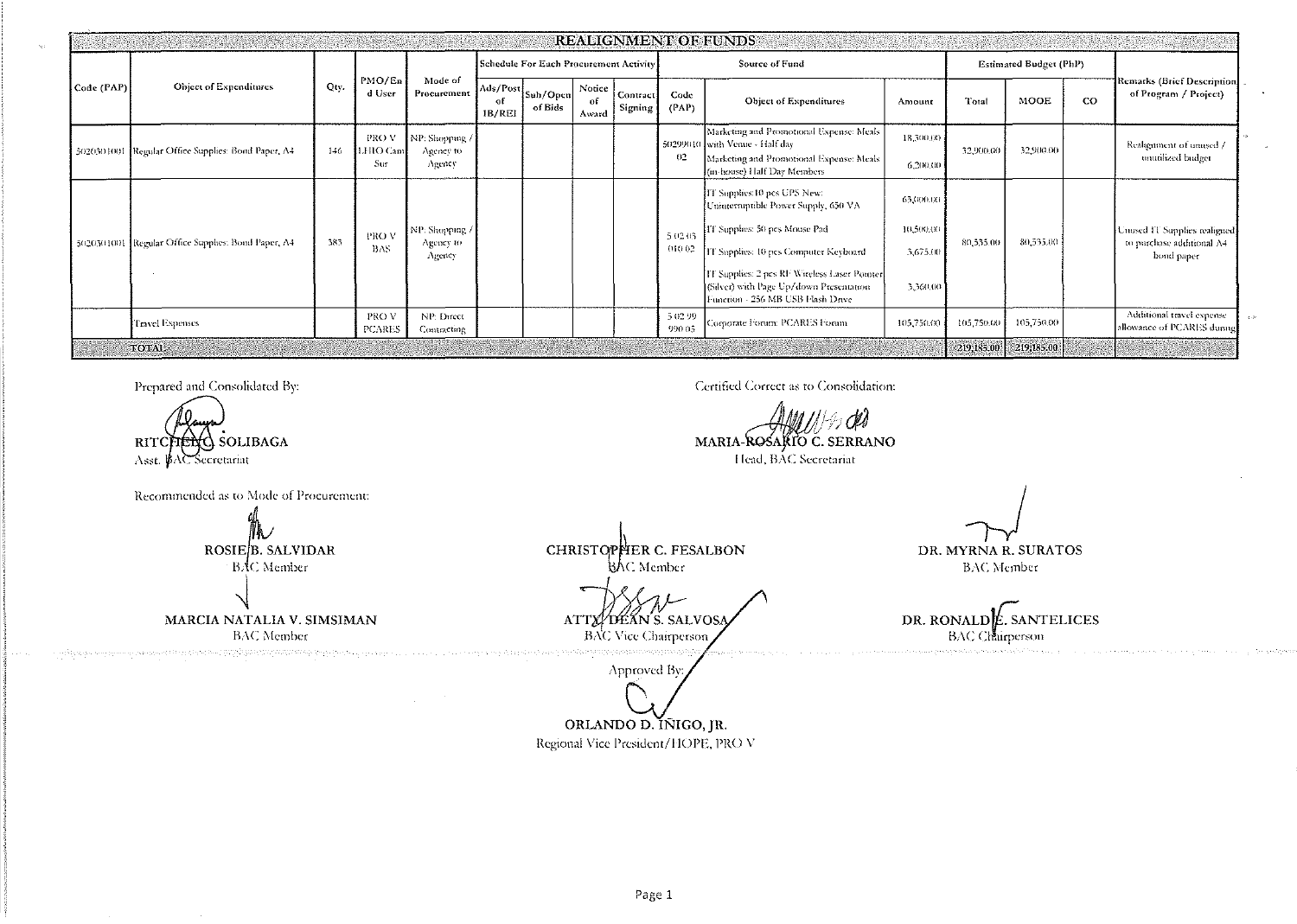# REALIGNMENT OF FUNDS

| Code (PAP) | Object of Expenditures | Qty. | PMO/End User | Mode of Procurement | Schedule For Each Procurement Activity | | | | Source of Fund | | | Estimated Budget (PhP) | | | Remarks (Brief Description of Program / Project) |
|---|---|---|---|---|---|---|---|---|---|---|---|---|---|---|---|
| | | | | | Ads/Post of IB/REI | Sub/Open of Bids | Notice of Award | Contract Signing | Code (PAP) | Object of Expenditures | Amount | Total | MOOE | CO | |
| 5020301001 | Regular Office Supplies: Bond Paper, A4 | 146 | PRO V LHIO Cam Sur | NP: Shopping / Agency to Agency | | | | | 50299010 02 | Marketing and Promotional Expense: Meals with Venue - Half day<br>Marketing and Promotional Expense: Meals (in-house) Half Day Members | 18,300.00<br>6,200.00 | 32,900.00 | 32,900.00 | | Realignment of unused / unutilized budget |
| 5020301001 | Regular Office Supplies: Bond Paper, A4 | 385 | PRO V BAS | NP: Shopping / Agency to Agency | | | | | 5 02 03 010 02 | IT Supplies: 10 pcs UPS New Uninterruptible Power Supply, 650 VA<br>IT Supplies: 50 pcs Mouse Pad<br>IT Supplies: 10 pcs Computer Keyboard<br>IT Supplies: 2 pcs RF Wireless Laser Pointer (Silver) with Page Up/down Presentation Function - 256 MB USB Flash Drive | 63,000.00<br>10,500.00<br>3,675.00<br>3,360.00 | 80,535.00 | 80,535.00 | | Unused IT Supplies realigned to purchase additional A4 bond paper |
| | Travel Expenses | | PRO V PCARES | NP: Direct Contracting | | | | | 5 02 99 990 05 | Corporate Forum: PCARES Forum | 105,750.00 | 105,750.00 | 105,750.00 | | Additional travel expense allowance of PCARES during |
| TOTAL | | | | | | | | | | | | 219,185.00 | 219,185.00 | | |

Prepared and Consolidated By:

**RITCHELO C. SOLIBAGA**
Asst. BAC Secretariat

Certified Correct as to Consolidation:

**MARIA-ROSARIO C. SERRANO**
Head, BAC Secretariat

Recommended as to Mode of Procurement:

**ROSIE B. SALVIDAR**
BAC Member

**CHRISTOPHER C. FESALBON**
BAC Member

**DR. MYRNA R. SURATOS**
BAC Member

**MARCIA NATALIA V. SIMSIMAN**
BAC Member

**ATTY. DEAN S. SALVOSA**
BAC Vice Chairperson

**DR. RONALD E. SANTELICES**
BAC Chairperson

Approved By:

**ORLANDO D. IÑIGO, JR.**
Regional Vice President/HOPE, PRO V